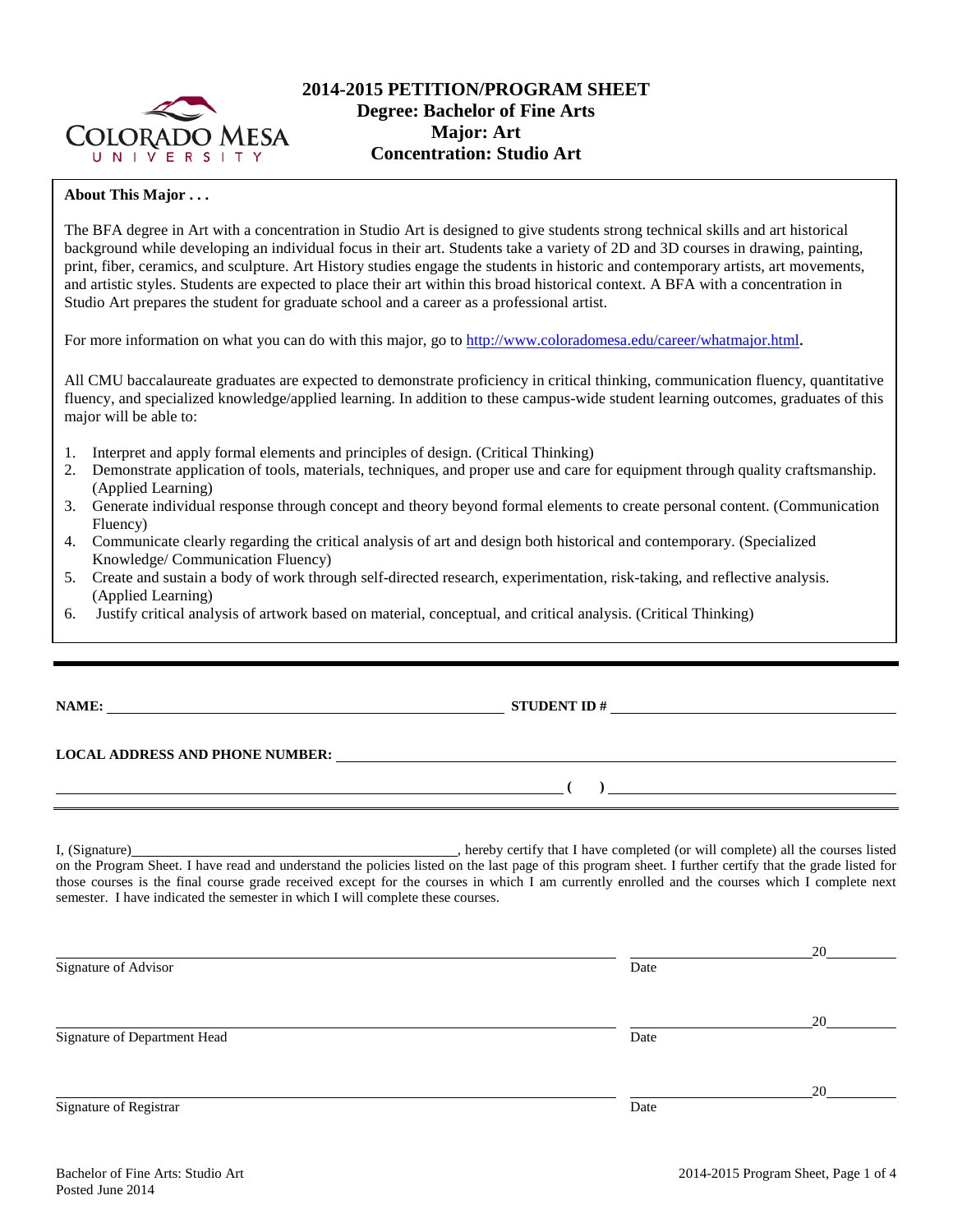# 2014-2015 PETITION/PROGRAM SHEET
## Degree: Bachelor of Fine Arts
## Major: Art
## Concentration: Studio Art

**About This Major . . .**

The BFA degree in Art with a concentration in Studio Art is designed to give students strong technical skills and art historical background while developing an individual focus in their art. Students take a variety of 2D and 3D courses in drawing, painting, print, fiber, ceramics, and sculpture. Art History studies engage the students in historic and contemporary artists, art movements, and artistic styles. Students are expected to place their art within this broad historical context. A BFA with a concentration in Studio Art prepares the student for graduate school and a career as a professional artist.

For more information on what you can do with this major, go to http://www.coloradomesa.edu/career/whatmajor.html.

All CMU baccalaureate graduates are expected to demonstrate proficiency in critical thinking, communication fluency, quantitative fluency, and specialized knowledge/applied learning. In addition to these campus-wide student learning outcomes, graduates of this major will be able to:

1. Interpret and apply formal elements and principles of design. (Critical Thinking)
2. Demonstrate application of tools, materials, techniques, and proper use and care for equipment through quality craftsmanship. (Applied Learning)
3. Generate individual response through concept and theory beyond formal elements to create personal content. (Communication Fluency)
4. Communicate clearly regarding the critical analysis of art and design both historical and contemporary. (Specialized Knowledge/ Communication Fluency)
5. Create and sustain a body of work through self-directed research, experimentation, risk-taking, and reflective analysis. (Applied Learning)
6. Justify critical analysis of artwork based on material, conceptual, and critical analysis. (Critical Thinking)

---

**NAME:** ______________________________ **STUDENT ID #** ______________________________

**LOCAL ADDRESS AND PHONE NUMBER:** ______________________________

______________________________ **( )** ______________________________

I, (Signature)______________________________, hereby certify that I have completed (or will complete) all the courses listed on the Program Sheet. I have read and understand the policies listed on the last page of this program sheet. I further certify that the grade listed for those courses is the final course grade received except for the courses in which I am currently enrolled and the courses which I complete next semester. I have indicated the semester in which I will complete these courses.

______________________________ ______________________ 20______
Signature of Advisor Date

______________________________ ______________________ 20______
Signature of Department Head Date

______________________________ ______________________ 20______
Signature of Registrar Date

Bachelor of Fine Arts: Studio Art
Posted June 2014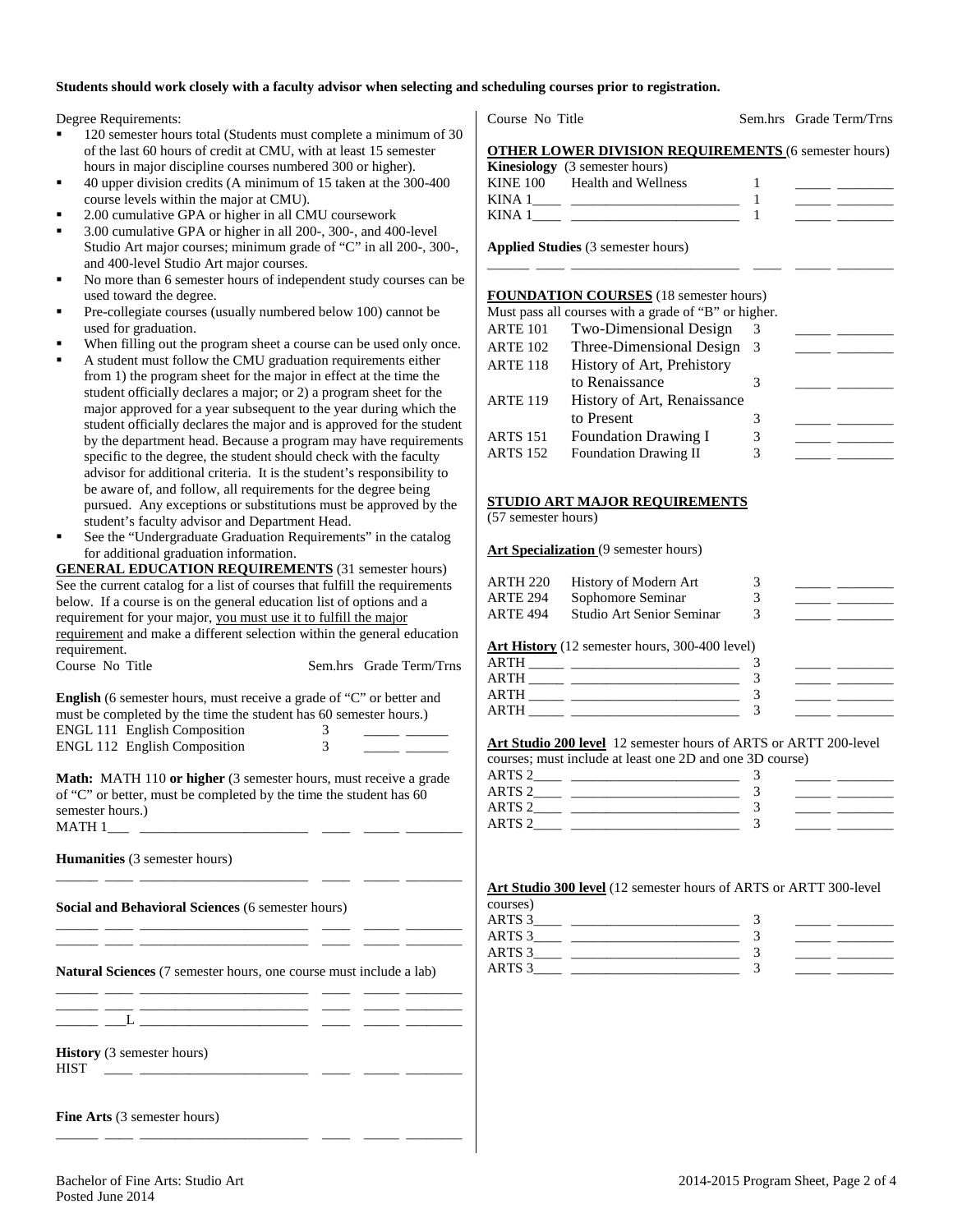**Students should work closely with a faculty advisor when selecting and scheduling courses prior to registration.**

Degree Requirements:

- 120 semester hours total (Students must complete a minimum of 30 of the last 60 hours of credit at CMU, with at least 15 semester hours in major discipline courses numbered 300 or higher).
- 40 upper division credits (A minimum of 15 taken at the 300-400 course levels within the major at CMU).
- 2.00 cumulative GPA or higher in all CMU coursework
- 3.00 cumulative GPA or higher in all 200-, 300-, and 400-level Studio Art major courses; minimum grade of "C" in all 200-, 300-, and 400-level Studio Art major courses.
- No more than 6 semester hours of independent study courses can be used toward the degree.
- Pre-collegiate courses (usually numbered below 100) cannot be used for graduation.
- When filling out the program sheet a course can be used only once.
- A student must follow the CMU graduation requirements either from 1) the program sheet for the major in effect at the time the student officially declares a major; or 2) a program sheet for the major approved for a year subsequent to the year during which the student officially declares the major and is approved for the student by the department head. Because a program may have requirements specific to the degree, the student should check with the faculty advisor for additional criteria. It is the student's responsibility to be aware of, and follow, all requirements for the degree being pursued. Any exceptions or substitutions must be approved by the student's faculty advisor and Department Head.
- See the "Undergraduate Graduation Requirements" in the catalog for additional graduation information.

**GENERAL EDUCATION REQUIREMENTS** (31 semester hours)
See the current catalog for a list of courses that fulfill the requirements below. If a course is on the general education list of options and a requirement for your major, you must use it to fulfill the major requirement and make a different selection within the general education requirement.

| Course No | Title | Sem.hrs | Grade | Term/Trns |
|---|---|---|---|---|

**English** (6 semester hours, must receive a grade of "C" or better and must be completed by the time the student has 60 semester hours.)

| Course No | Title | Sem.hrs | Grade | Term/Trns |
|---|---|---|---|---|
| ENGL 111 | English Composition | 3 | _____ | ______ |
| ENGL 112 | English Composition | 3 | _____ | ______ |

**Math:** MATH 110 **or higher** (3 semester hours, must receive a grade of "C" or better, must be completed by the time the student has 60 semester hours.)

| Course No | Title | Sem.hrs | Grade | Term/Trns |
|---|---|---|---|---|
| MATH 1___ | ________________ | ____ | _____ | ________ |

**Humanities** (3 semester hours)

| Course No | Title | Sem.hrs | Grade | Term/Trns |
|---|---|---|---|---|
| ______ ____ | ________________ | ____ | _____ | ________ |

**Social and Behavioral Sciences** (6 semester hours)

| Course No | Title | Sem.hrs | Grade | Term/Trns |
|---|---|---|---|---|
| ______ ____ | ________________ | ____ | _____ | ________ |
| ______ ____ | ________________ | ____ | _____ | ________ |

**Natural Sciences** (7 semester hours, one course must include a lab)

| Course No | Title | Sem.hrs | Grade | Term/Trns |
|---|---|---|---|---|
| ______ ____ | ________________ | ____ | _____ | ________ |
| ______ ____ | ________________ | ____ | _____ | ________ |
| ______ ___L | ________________ | ____ | _____ | ________ |

**History** (3 semester hours)

| Course No | Title | Sem.hrs | Grade | Term/Trns |
|---|---|---|---|---|
| HIST ____ | ________________ | ____ | _____ | ________ |

**Fine Arts** (3 semester hours)

| Course No | Title | Sem.hrs | Grade | Term/Trns |
|---|---|---|---|---|
| ______ ____ | ________________ | ____ | _____ | ________ |

**OTHER LOWER DIVISION REQUIREMENTS** (6 semester hours)

**Kinesiology** (3 semester hours)

| Course No | Title | Sem.hrs | Grade | Term/Trns |
|---|---|---|---|---|
| KINE 100 | Health and Wellness | 1 | _____ | ________ |
| KINA 1____ | ________________ | 1 | _____ | ________ |
| KINA 1____ | ________________ | 1 | _____ | ________ |

**Applied Studies** (3 semester hours)

| Course No | Title | Sem.hrs | Grade | Term/Trns |
|---|---|---|---|---|
| ______ ____ | ________________ | ____ | _____ | ________ |

**FOUNDATION COURSES** (18 semester hours)
Must pass all courses with a grade of "B" or higher.

| Course No | Title | Sem.hrs | Grade | Term/Trns |
|---|---|---|---|---|
| ARTE 101 | Two-Dimensional Design | 3 | _____ | ________ |
| ARTE 102 | Three-Dimensional Design | 3 | _____ | ________ |
| ARTE 118 | History of Art, Prehistory to Renaissance | 3 | _____ | ________ |
| ARTE 119 | History of Art, Renaissance to Present | 3 | _____ | ________ |
| ARTS 151 | Foundation Drawing I | 3 | _____ | ________ |
| ARTS 152 | Foundation Drawing II | 3 | _____ | ________ |

**STUDIO ART MAJOR REQUIREMENTS**
(57 semester hours)

**Art Specialization** (9 semester hours)

| Course No | Title | Sem.hrs | Grade | Term/Trns |
|---|---|---|---|---|
| ARTH 220 | History of Modern Art | 3 | _____ | ________ |
| ARTE 294 | Sophomore Seminar | 3 | _____ | ________ |
| ARTE 494 | Studio Art Senior Seminar | 3 | _____ | ________ |

**Art History** (12 semester hours, 300-400 level)

| Course No | Title | Sem.hrs | Grade | Term/Trns |
|---|---|---|---|---|
| ARTH _____ | ________________ | 3 | _____ | ________ |
| ARTH _____ | ________________ | 3 | _____ | ________ |
| ARTH _____ | ________________ | 3 | _____ | ________ |
| ARTH _____ | ________________ | 3 | _____ | ________ |

**Art Studio 200 level** 12 semester hours of ARTS or ARTT 200-level courses; must include at least one 2D and one 3D course)

| Course No | Title | Sem.hrs | Grade | Term/Trns |
|---|---|---|---|---|
| ARTS 2____ | ________________ | 3 | _____ | ________ |
| ARTS 2____ | ________________ | 3 | _____ | ________ |
| ARTS 2____ | ________________ | 3 | _____ | ________ |
| ARTS 2____ | ________________ | 3 | _____ | ________ |

**Art Studio 300 level** (12 semester hours of ARTS or ARTT 300-level courses)

| Course No | Title | Sem.hrs | Grade | Term/Trns |
|---|---|---|---|---|
| ARTS 3____ | ________________ | 3 | _____ | ________ |
| ARTS 3____ | ________________ | 3 | _____ | ________ |
| ARTS 3____ | ________________ | 3 | _____ | ________ |
| ARTS 3____ | ________________ | 3 | _____ | ________ |

Bachelor of Fine Arts: Studio Art
Posted June 2014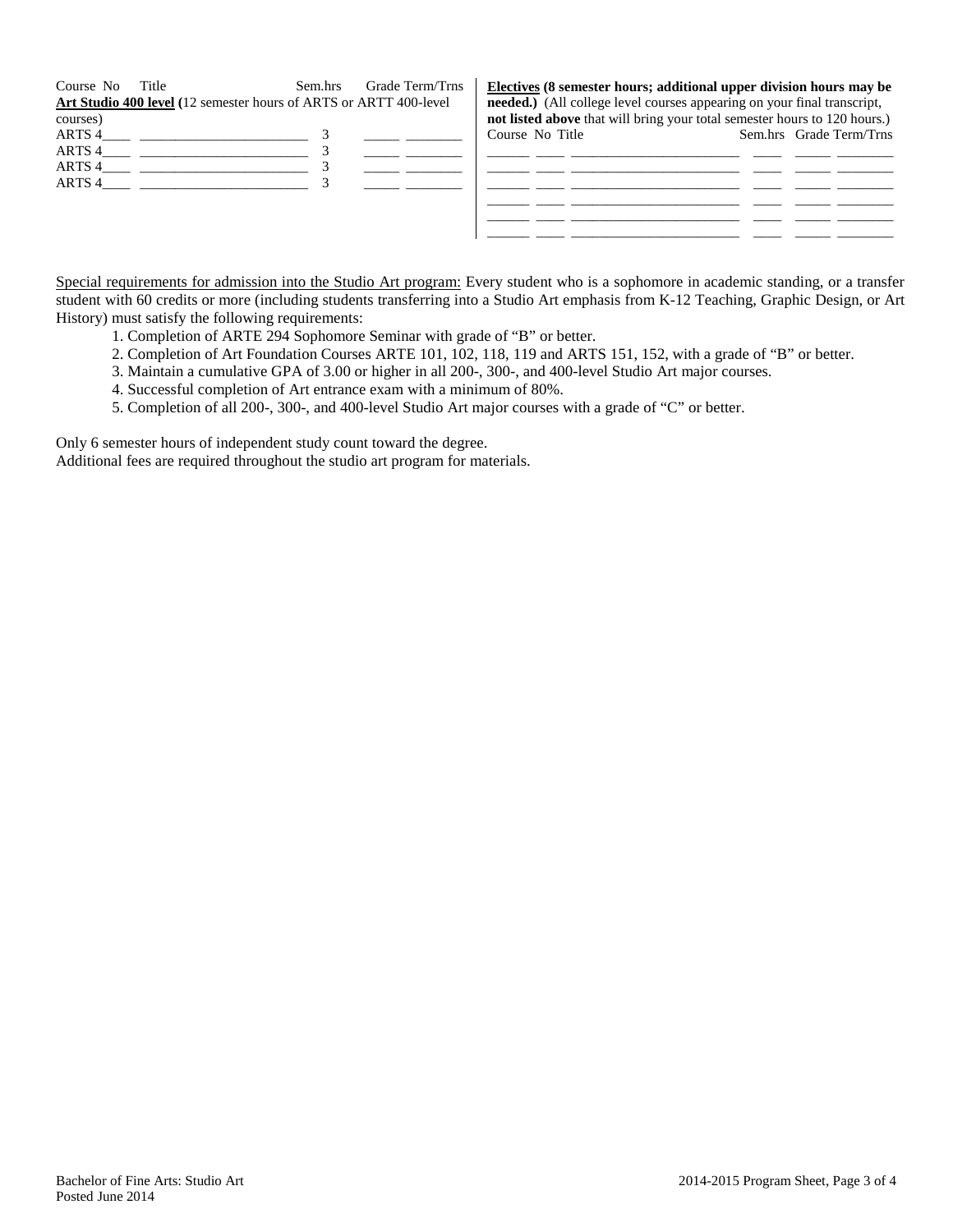**Art Studio 400 level** (12 semester hours of ARTS or ARTT 400-level courses)

| Course No | Title | Sem.hrs | Grade | Term/Trns |
|---|---|---|---|---|
| ARTS 4____ | ________________________ | 3 | _____ | ________ |
| ARTS 4____ | ________________________ | 3 | _____ | ________ |
| ARTS 4____ | ________________________ | 3 | _____ | ________ |
| ARTS 4____ | ________________________ | 3 | _____ | ________ |

**Electives (8 semester hours; additional upper division hours may be needed.)** (All college level courses appearing on your final transcript, **not listed above** that will bring your total semester hours to 120 hours.)

| Course | No | Title | Sem.hrs | Grade | Term/Trns |
|---|---|---|---|---|---|
| ______ | ____ | ________________________ | ____ | _____ | ________ |
| ______ | ____ | ________________________ | ____ | _____ | ________ |
| ______ | ____ | ________________________ | ____ | _____ | ________ |
| ______ | ____ | ________________________ | ____ | _____ | ________ |
| ______ | ____ | ________________________ | ____ | _____ | ________ |

Special requirements for admission into the Studio Art program: Every student who is a sophomore in academic standing, or a transfer student with 60 credits or more (including students transferring into a Studio Art emphasis from K-12 Teaching, Graphic Design, or Art History) must satisfy the following requirements:

1. Completion of ARTE 294 Sophomore Seminar with grade of "B" or better.
2. Completion of Art Foundation Courses ARTE 101, 102, 118, 119 and ARTS 151, 152, with a grade of "B" or better.
3. Maintain a cumulative GPA of 3.00 or higher in all 200-, 300-, and 400-level Studio Art major courses.
4. Successful completion of Art entrance exam with a minimum of 80%.
5. Completion of all 200-, 300-, and 400-level Studio Art major courses with a grade of "C" or better.

Only 6 semester hours of independent study count toward the degree.
Additional fees are required throughout the studio art program for materials.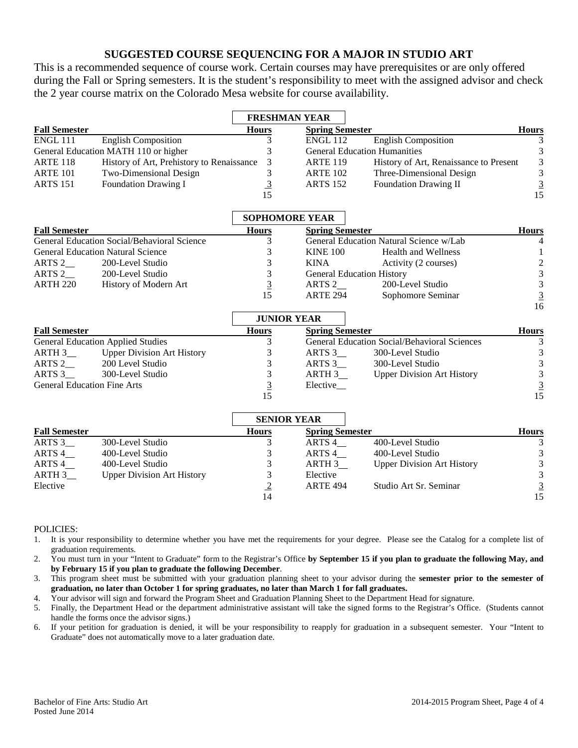## SUGGESTED COURSE SEQUENCING FOR A MAJOR IN STUDIO ART

This is a recommended sequence of course work. Certain courses may have prerequisites or are only offered during the Fall or Spring semesters. It is the student's responsibility to meet with the assigned advisor and check the 2 year course matrix on the Colorado Mesa website for course availability.

### FRESHMAN YEAR

| Fall Semester | | Hours | Spring Semester | | Hours |
|---|---|---|---|---|---|
| ENGL 111 | English Composition | 3 | ENGL 112 | English Composition | 3 |
| General Education MATH 110 or higher | | 3 | General Education Humanities | | 3 |
| ARTE 118 | History of Art, Prehistory to Renaissance | 3 | ARTE 119 | History of Art, Renaissance to Present | 3 |
| ARTE 101 | Two-Dimensional Design | 3 | ARTE 102 | Three-Dimensional Design | 3 |
| ARTS 151 | Foundation Drawing I | 3 | ARTS 152 | Foundation Drawing II | 3 |
| | | 15 | | | 15 |

### SOPHOMORE YEAR

| Fall Semester | | Hours | Spring Semester | | Hours |
|---|---|---|---|---|---|
| General Education Social/Behavioral Science | | 3 | General Education Natural Science w/Lab | | 4 |
| General Education Natural Science | | 3 | KINE 100 | Health and Wellness | 1 |
| ARTS 2__ | 200-Level Studio | 3 | KINA | Activity (2 courses) | 2 |
| ARTS 2__ | 200-Level Studio | 3 | General Education History | | 3 |
| ARTH 220 | History of Modern Art | 3 | ARTS 2__ | 200-Level Studio | 3 |
| | | 15 | ARTE 294 | Sophomore Seminar | 3 |
| | | | | | 16 |

### JUNIOR YEAR

| Fall Semester | | Hours | Spring Semester | | Hours |
|---|---|---|---|---|---|
| General Education Applied Studies | | 3 | General Education Social/Behavioral Sciences | | 3 |
| ARTH 3__ | Upper Division Art History | 3 | ARTS 3__ | 300-Level Studio | 3 |
| ARTS 2__ | 200 Level Studio | 3 | ARTS 3__ | 300-Level Studio | 3 |
| ARTS 3__ | 300-Level Studio | 3 | ARTH 3__ | Upper Division Art History | 3 |
| General Education Fine Arts | | 3 | Elective__ | | 3 |
| | | 15 | | | 15 |

### SENIOR YEAR

| Fall Semester | | Hours | Spring Semester | | Hours |
|---|---|---|---|---|---|
| ARTS 3__ | 300-Level Studio | 3 | ARTS 4__ | 400-Level Studio | 3 |
| ARTS 4__ | 400-Level Studio | 3 | ARTS 4__ | 400-Level Studio | 3 |
| ARTS 4__ | 400-Level Studio | 3 | ARTH 3__ | Upper Division Art History | 3 |
| ARTH 3__ | Upper Division Art History | 3 | Elective | | 3 |
| Elective | | 2 | ARTE 494 | Studio Art Sr. Seminar | 3 |
| | | 14 | | | 15 |

POLICIES:

1. It is your responsibility to determine whether you have met the requirements for your degree. Please see the Catalog for a complete list of graduation requirements.
2. You must turn in your "Intent to Graduate" form to the Registrar's Office **by September 15 if you plan to graduate the following May, and by February 15 if you plan to graduate the following December**.
3. This program sheet must be submitted with your graduation planning sheet to your advisor during the **semester prior to the semester of graduation, no later than October 1 for spring graduates, no later than March 1 for fall graduates.**
4. Your advisor will sign and forward the Program Sheet and Graduation Planning Sheet to the Department Head for signature.
5. Finally, the Department Head or the department administrative assistant will take the signed forms to the Registrar's Office. (Students cannot handle the forms once the advisor signs.)
6. If your petition for graduation is denied, it will be your responsibility to reapply for graduation in a subsequent semester. Your "Intent to Graduate" does not automatically move to a later graduation date.

Bachelor of Fine Arts: Studio Art
Posted June 2014